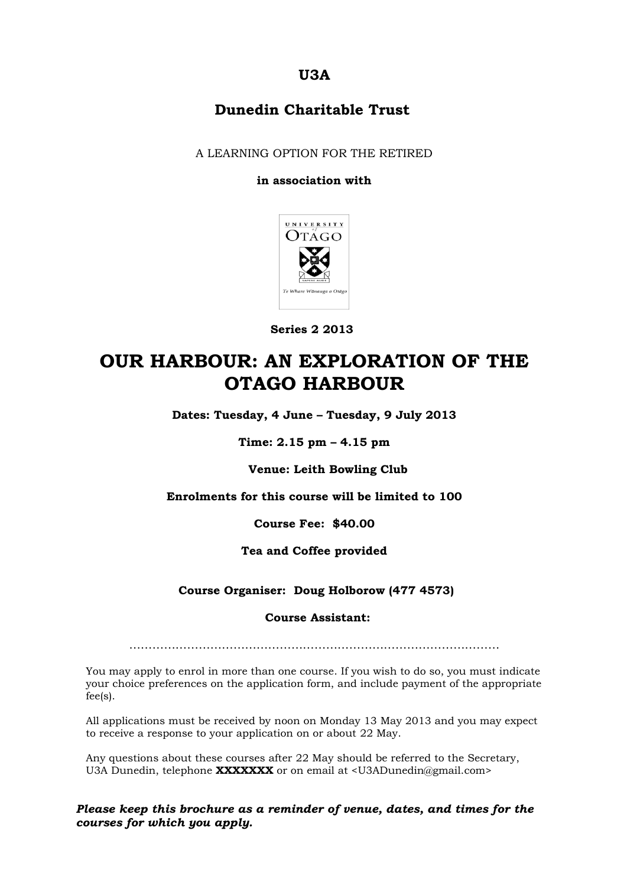**U3A**

**Dunedin Charitable Trust**

A LEARNING OPTION FOR THE RETIRED

**in association with**

**Series 2 2013**

# OUR HARBOUR: AN EXPLORATION OF THE OTAGO HARBOUR

**Dates: Tuesday, 4 June – Tuesday, 9 July 2013**

**Time: 2.15 pm – 4.15 pm**

**Venue: Leith Bowling Club**

**Enrolments for this course will be limited to 100**

**Course Fee: $40.00**

**Tea and Coffee provided**

**Course Organiser: Doug Holborow (477 4573)**

**Course Assistant:**

……………………………………………………………………………………

You may apply to enrol in more than one course. If you wish to do so, you must indicate your choice preferences on the application form, and include payment of the appropriate fee(s).

All applications must be received by noon on Monday 13 May 2013 and you may expect to receive a response to your application on or about 22 May.

Any questions about these courses after 22 May should be referred to the Secretary, U3A Dunedin, telephone **XXXXXXX** or on email at <U3ADunedin@gmail.com>

***Please keep this brochure as a reminder of venue, dates, and times for the courses for which you apply.***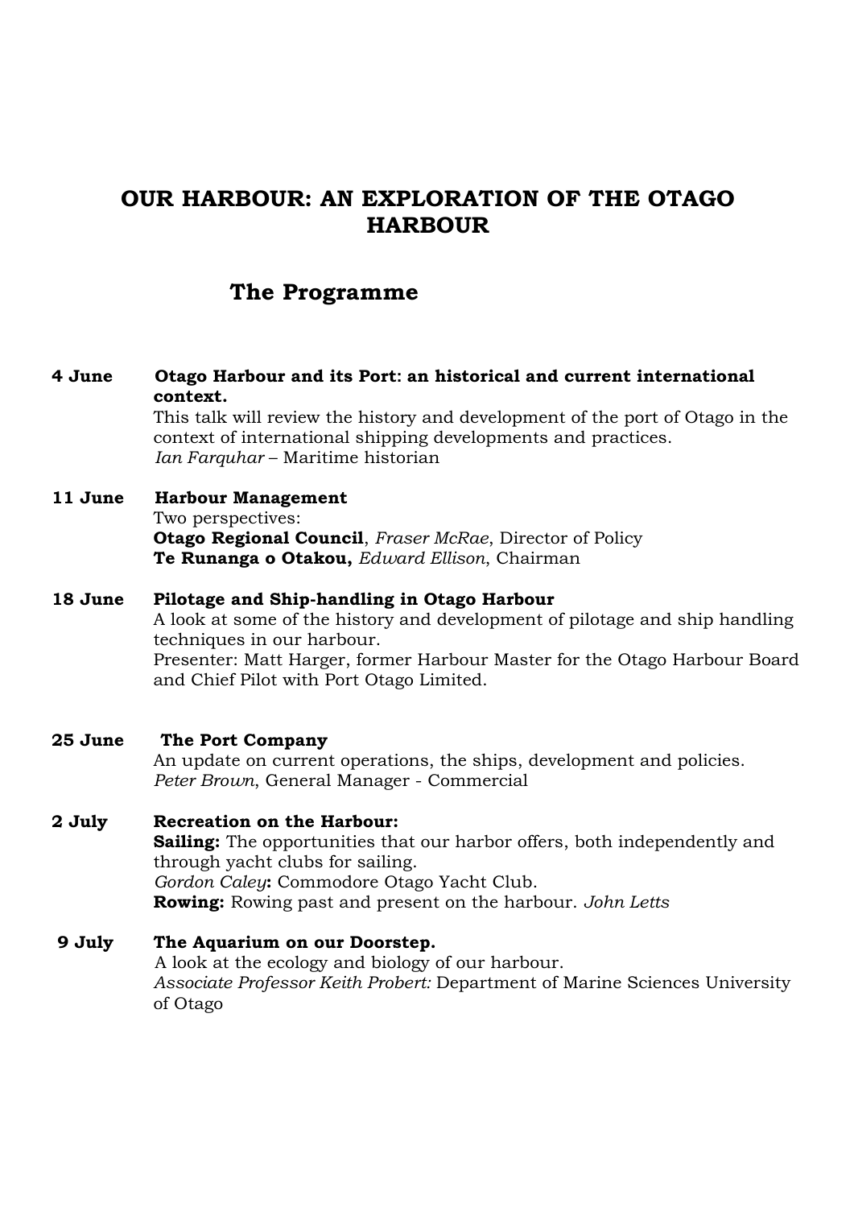# OUR HARBOUR: AN EXPLORATION OF THE OTAGO HARBOUR

## The Programme

**4 June** **Otago Harbour and its Port: an historical and current international context.**
This talk will review the history and development of the port of Otago in the context of international shipping developments and practices.
*Ian Farquhar* – Maritime historian

**11 June** **Harbour Management**
Two perspectives:
**Otago Regional Council**, *Fraser McRae*, Director of Policy
**Te Runanga o Otakou,** *Edward Ellison*, Chairman

**18 June** **Pilotage and Ship-handling in Otago Harbour**
A look at some of the history and development of pilotage and ship handling techniques in our harbour.
Presenter: Matt Harger, former Harbour Master for the Otago Harbour Board and Chief Pilot with Port Otago Limited.

**25 June** **The Port Company**
An update on current operations, the ships, development and policies.
*Peter Brown*, General Manager - Commercial

**2 July** **Recreation on the Harbour:**
**Sailing:** The opportunities that our harbor offers, both independently and through yacht clubs for sailing.
*Gordon Caley***:** Commodore Otago Yacht Club.
**Rowing:** Rowing past and present on the harbour. *John Letts*

**9 July** **The Aquarium on our Doorstep.**
A look at the ecology and biology of our harbour.
*Associate Professor Keith Probert:* Department of Marine Sciences University of Otago